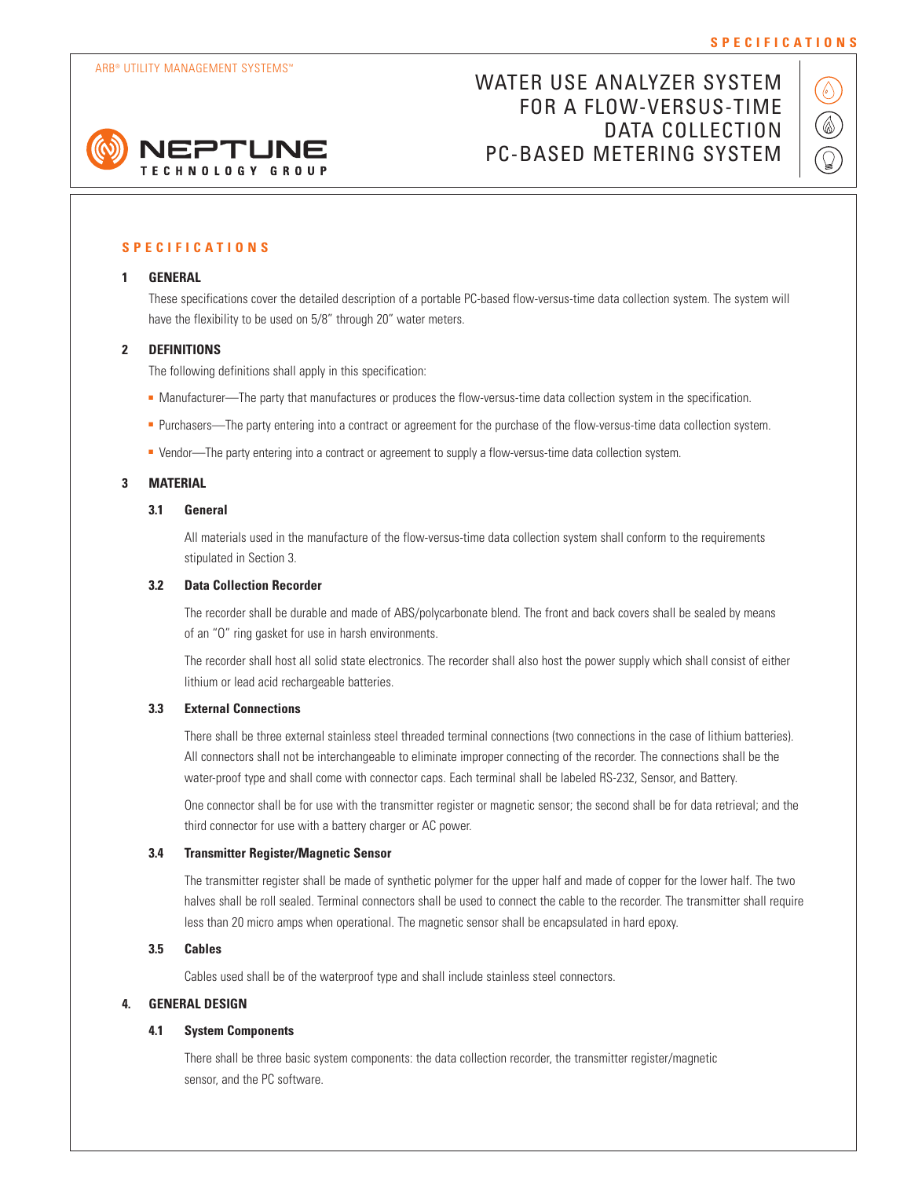ARB® UTILITY MANAGEMENT SYSTEMS™

# WATER USE ANALYZER SYSTEM FOR A FLOW-VERSUS-TIME DATA COLLECTION PC-BASED METERING SYSTEM

NEPTUNE TECHNOLOGY GROUP

## SPECIFICATIONS

### 1 GENERAL

These specifications cover the detailed description of a portable PC-based flow-versus-time data collection system. The system will have the flexibility to be used on 5/8" through 20" water meters.

### 2 DEFINITIONS

The following definitions shall apply in this specification:

- Manufacturer—The party that manufactures or produces the flow-versus-time data collection system in the specification.
- Purchasers—The party entering into a contract or agreement for the purchase of the flow-versus-time data collection system.
- Vendor—The party entering into a contract or agreement to supply a flow-versus-time data collection system.

### 3 MATERIAL

#### 3.1 General

All materials used in the manufacture of the flow-versus-time data collection system shall conform to the requirements stipulated in Section 3.

#### 3.2 Data Collection Recorder

The recorder shall be durable and made of ABS/polycarbonate blend. The front and back covers shall be sealed by means of an "O" ring gasket for use in harsh environments.

The recorder shall host all solid state electronics. The recorder shall also host the power supply which shall consist of either lithium or lead acid rechargeable batteries.

#### 3.3 External Connections

There shall be three external stainless steel threaded terminal connections (two connections in the case of lithium batteries). All connectors shall not be interchangeable to eliminate improper connecting of the recorder. The connections shall be the water-proof type and shall come with connector caps. Each terminal shall be labeled RS-232, Sensor, and Battery.

One connector shall be for use with the transmitter register or magnetic sensor; the second shall be for data retrieval; and the third connector for use with a battery charger or AC power.

#### 3.4 Transmitter Register/Magnetic Sensor

The transmitter register shall be made of synthetic polymer for the upper half and made of copper for the lower half. The two halves shall be roll sealed. Terminal connectors shall be used to connect the cable to the recorder. The transmitter shall require less than 20 micro amps when operational. The magnetic sensor shall be encapsulated in hard epoxy.

#### 3.5 Cables

Cables used shall be of the waterproof type and shall include stainless steel connectors.

### 4. GENERAL DESIGN

#### 4.1 System Components

There shall be three basic system components: the data collection recorder, the transmitter register/magnetic sensor, and the PC software.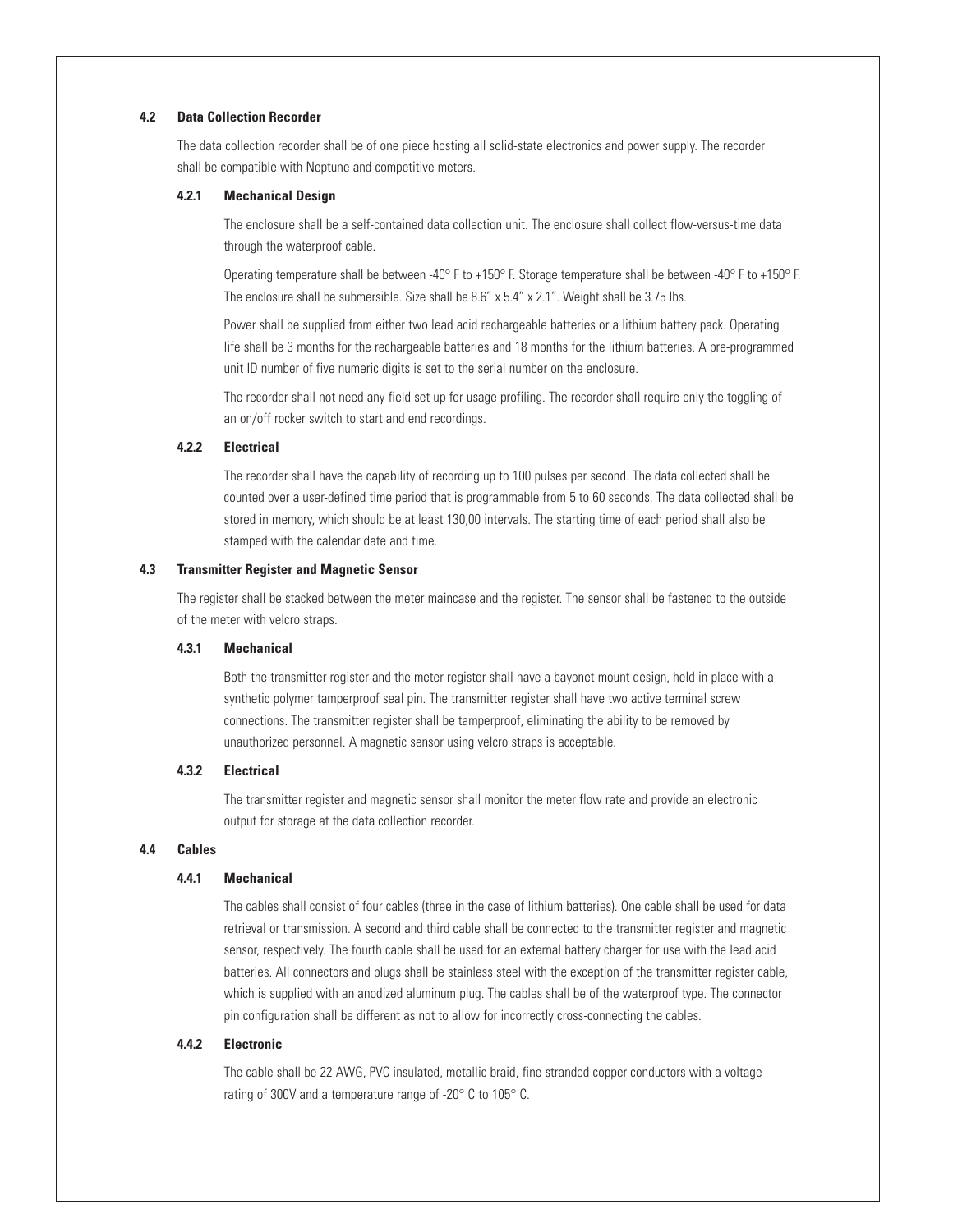## 4.2 Data Collection Recorder

The data collection recorder shall be of one piece hosting all solid-state electronics and power supply. The recorder shall be compatible with Neptune and competitive meters.

### 4.2.1 Mechanical Design

The enclosure shall be a self-contained data collection unit. The enclosure shall collect flow-versus-time data through the waterproof cable.

Operating temperature shall be between -40° F to +150° F. Storage temperature shall be between -40° F to +150° F. The enclosure shall be submersible. Size shall be 8.6" x 5.4" x 2.1". Weight shall be 3.75 lbs.

Power shall be supplied from either two lead acid rechargeable batteries or a lithium battery pack. Operating life shall be 3 months for the rechargeable batteries and 18 months for the lithium batteries. A pre-programmed unit ID number of five numeric digits is set to the serial number on the enclosure.

The recorder shall not need any field set up for usage profiling. The recorder shall require only the toggling of an on/off rocker switch to start and end recordings.

### 4.2.2 Electrical

The recorder shall have the capability of recording up to 100 pulses per second. The data collected shall be counted over a user-defined time period that is programmable from 5 to 60 seconds. The data collected shall be stored in memory, which should be at least 130,00 intervals. The starting time of each period shall also be stamped with the calendar date and time.

## 4.3 Transmitter Register and Magnetic Sensor

The register shall be stacked between the meter maincase and the register. The sensor shall be fastened to the outside of the meter with velcro straps.

### 4.3.1 Mechanical

Both the transmitter register and the meter register shall have a bayonet mount design, held in place with a synthetic polymer tamperproof seal pin. The transmitter register shall have two active terminal screw connections. The transmitter register shall be tamperproof, eliminating the ability to be removed by unauthorized personnel. A magnetic sensor using velcro straps is acceptable.

### 4.3.2 Electrical

The transmitter register and magnetic sensor shall monitor the meter flow rate and provide an electronic output for storage at the data collection recorder.

## 4.4 Cables

### 4.4.1 Mechanical

The cables shall consist of four cables (three in the case of lithium batteries). One cable shall be used for data retrieval or transmission. A second and third cable shall be connected to the transmitter register and magnetic sensor, respectively. The fourth cable shall be used for an external battery charger for use with the lead acid batteries. All connectors and plugs shall be stainless steel with the exception of the transmitter register cable, which is supplied with an anodized aluminum plug. The cables shall be of the waterproof type. The connector pin configuration shall be different as not to allow for incorrectly cross-connecting the cables.

### 4.4.2 Electronic

The cable shall be 22 AWG, PVC insulated, metallic braid, fine stranded copper conductors with a voltage rating of 300V and a temperature range of -20° C to 105° C.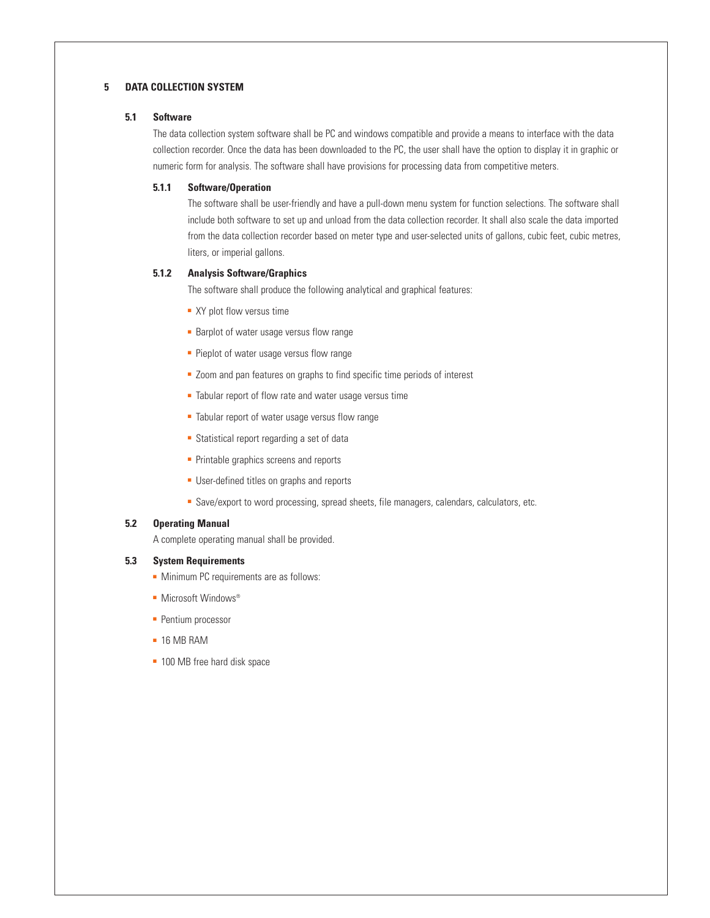# 5 DATA COLLECTION SYSTEM

## 5.1 Software

The data collection system software shall be PC and windows compatible and provide a means to interface with the data collection recorder. Once the data has been downloaded to the PC, the user shall have the option to display it in graphic or numeric form for analysis. The software shall have provisions for processing data from competitive meters.

### 5.1.1 Software/Operation

The software shall be user-friendly and have a pull-down menu system for function selections. The software shall include both software to set up and unload from the data collection recorder. It shall also scale the data imported from the data collection recorder based on meter type and user-selected units of gallons, cubic feet, cubic metres, liters, or imperial gallons.

### 5.1.2 Analysis Software/Graphics

The software shall produce the following analytical and graphical features:

- XY plot flow versus time
- Barplot of water usage versus flow range
- Pieplot of water usage versus flow range
- Zoom and pan features on graphs to find specific time periods of interest
- Tabular report of flow rate and water usage versus time
- Tabular report of water usage versus flow range
- Statistical report regarding a set of data
- Printable graphics screens and reports
- User-defined titles on graphs and reports
- Save/export to word processing, spread sheets, file managers, calendars, calculators, etc.

## 5.2 Operating Manual

A complete operating manual shall be provided.

## 5.3 System Requirements

- Minimum PC requirements are as follows:
- Microsoft Windows®
- Pentium processor
- 16 MB RAM
- 100 MB free hard disk space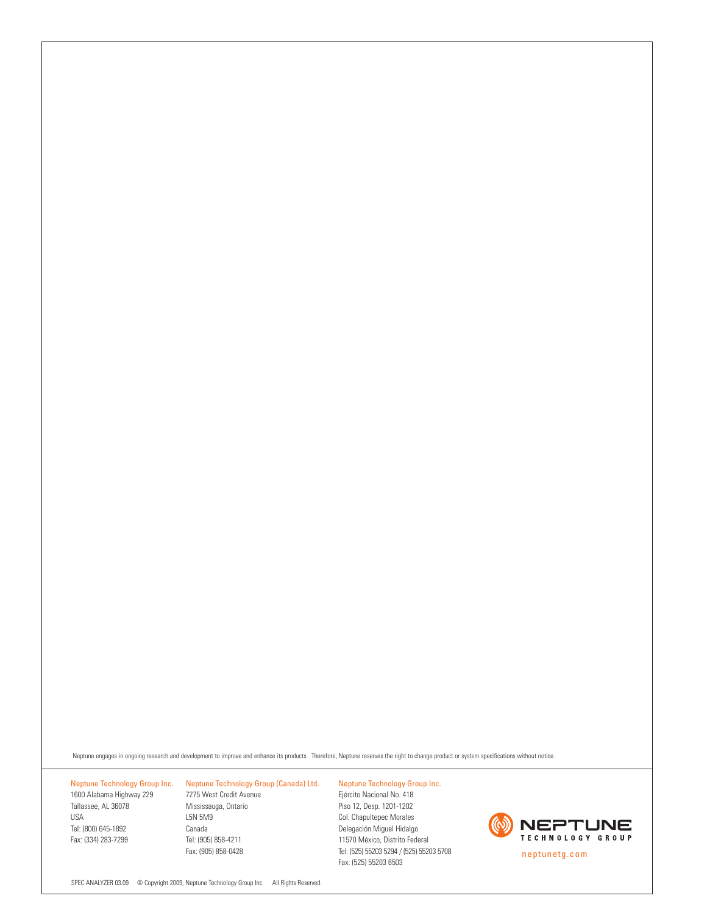Neptune engages in ongoing research and development to improve and enhance its products. Therefore, Neptune reserves the right to change product or system specifications without notice.

**Neptune Technology Group Inc.**
1600 Alabama Highway 229
Tallassee, AL 36078
USA
Tel: (800) 645-1892
Fax: (334) 283-7299

**Neptune Technology Group (Canada) Ltd.**
7275 West Credit Avenue
Mississauga, Ontario
L5N 5M9
Canada
Tel: (905) 858-4211
Fax: (905) 858-0428

**Neptune Technology Group Inc.**
Ejército Nacional No. 418
Piso 12, Desp. 1201-1202
Col. Chapultepec Morales
Delegación Miguel Hidalgo
11570 México, Distrito Federal
Tel: (525) 55203 5294 / (525) 55203 5708
Fax: (525) 55203 6503

NEPTUNE TECHNOLOGY GROUP

neptunetg.com

SPEC ANALYZER 03.09 © Copyright 2009, Neptune Technology Group Inc. All Rights Reserved.